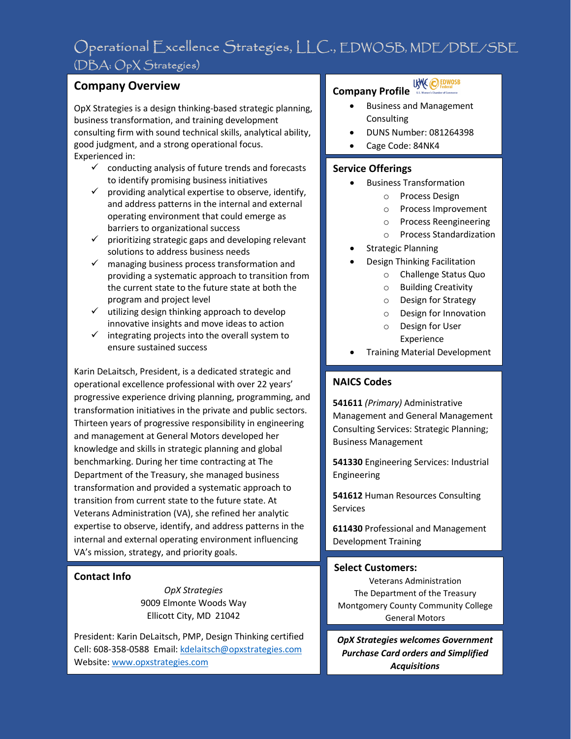# Operational Excellence Strategies, LLC., EDWOSB, MDE/DBE/SBE

(DBA: OpX Strategies)

## Company Overview

OpX Strategies is a design thinking-based strategic planning, business transformation, and training development consulting firm with sound technical skills, analytical ability, good judgment, and a strong operational focus.

Experienced in:

- ✓ conducting analysis of future trends and forecasts to identify promising business initiatives
- ✓ providing analytical expertise to observe, identify, and address patterns in the internal and external operating environment that could emerge as barriers to organizational success
- ✓ prioritizing strategic gaps and developing relevant solutions to address business needs
- ✓ managing business process transformation and providing a systematic approach to transition from the current state to the future state at both the program and project level
- ✓ utilizing design thinking approach to develop innovative insights and move ideas to action
- ✓ integrating projects into the overall system to ensure sustained success

Karin DeLaitsch, President, is a dedicated strategic and operational excellence professional with over 22 years' progressive experience driving planning, programming, and transformation initiatives in the private and public sectors. Thirteen years of progressive responsibility in engineering and management at General Motors developed her knowledge and skills in strategic planning and global benchmarking. During her time contracting at The Department of the Treasury, she managed business transformation and provided a systematic approach to transition from current state to the future state. At Veterans Administration (VA), she refined her analytic expertise to observe, identify, and address patterns in the internal and external operating environment influencing VA's mission, strategy, and priority goals.

## Contact Info

*OpX Strategies*
9009 Elmonte Woods Way
Ellicott City, MD 21042

President: Karin DeLaitsch, PMP, Design Thinking certified
Cell: 608-358-0588 Email: kdelaitsch@opxstrategies.com
Website: www.opxstrategies.com

## Company Profile

- Business and Management Consulting
- DUNS Number: 081264398
- Cage Code: 84NK4

## Service Offerings

- Business Transformation
  - Process Design
  - Process Improvement
  - Process Reengineering
  - Process Standardization
- Strategic Planning
- Design Thinking Facilitation
  - Challenge Status Quo
  - Building Creativity
  - Design for Strategy
  - Design for Innovation
  - Design for User Experience
- Training Material Development

## NAICS Codes

**541611** *(Primary)* Administrative Management and General Management Consulting Services: Strategic Planning; Business Management

**541330** Engineering Services: Industrial Engineering

**541612** Human Resources Consulting Services

**611430** Professional and Management Development Training

## Select Customers:

Veterans Administration
The Department of the Treasury
Montgomery County Community College
General Motors

***OpX Strategies welcomes Government Purchase Card orders and Simplified Acquisitions***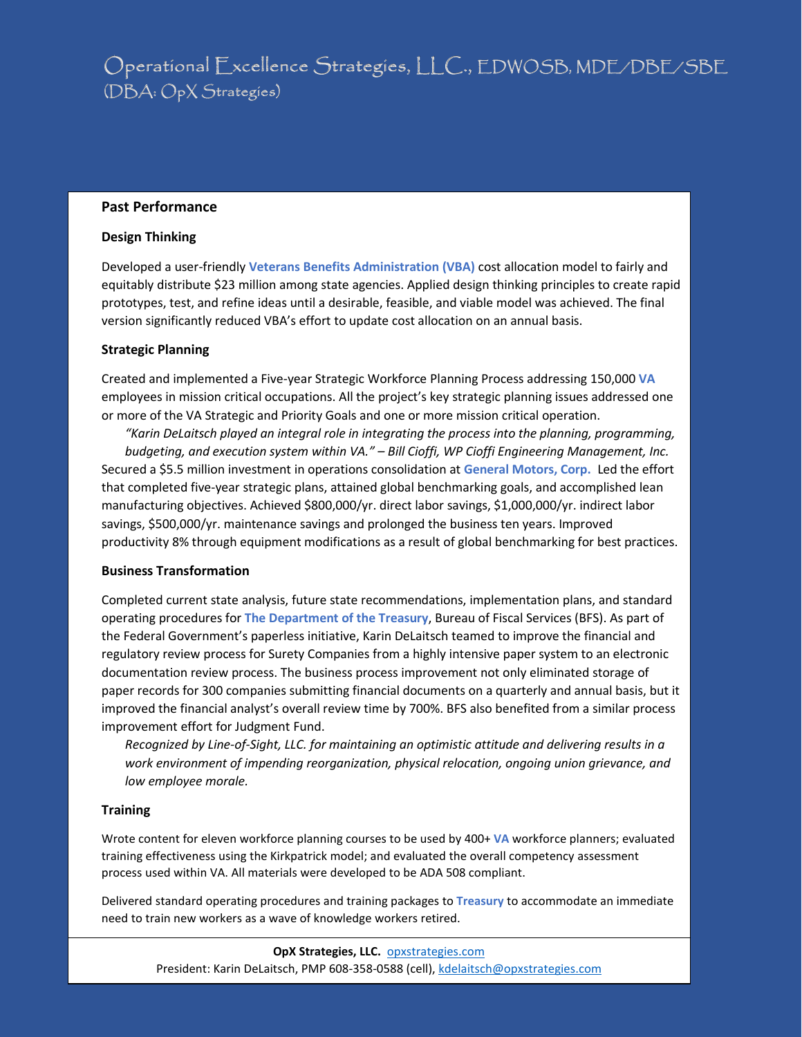# Operational Excellence Strategies, LLC., EDWOSB, MDE/DBE/SBE
(DBA: OpX Strategies)

## Past Performance

### Design Thinking

Developed a user-friendly **Veterans Benefits Administration (VBA)** cost allocation model to fairly and equitably distribute $23 million among state agencies. Applied design thinking principles to create rapid prototypes, test, and refine ideas until a desirable, feasible, and viable model was achieved. The final version significantly reduced VBA's effort to update cost allocation on an annual basis.

### Strategic Planning

Created and implemented a Five-year Strategic Workforce Planning Process addressing 150,000 **VA** employees in mission critical occupations. All the project's key strategic planning issues addressed one or more of the VA Strategic and Priority Goals and one or more mission critical operation.

> *"Karin DeLaitsch played an integral role in integrating the process into the planning, programming, budgeting, and execution system within VA." – Bill Cioffi, WP Cioffi Engineering Management, Inc.*

Secured a $5.5 million investment in operations consolidation at **General Motors, Corp.** Led the effort that completed five-year strategic plans, attained global benchmarking goals, and accomplished lean manufacturing objectives. Achieved $800,000/yr. direct labor savings, $1,000,000/yr. indirect labor savings, $500,000/yr. maintenance savings and prolonged the business ten years. Improved productivity 8% through equipment modifications as a result of global benchmarking for best practices.

### Business Transformation

Completed current state analysis, future state recommendations, implementation plans, and standard operating procedures for **The Department of the Treasury**, Bureau of Fiscal Services (BFS). As part of the Federal Government's paperless initiative, Karin DeLaitsch teamed to improve the financial and regulatory review process for Surety Companies from a highly intensive paper system to an electronic documentation review process. The business process improvement not only eliminated storage of paper records for 300 companies submitting financial documents on a quarterly and annual basis, but it improved the financial analyst's overall review time by 700%. BFS also benefited from a similar process improvement effort for Judgment Fund.

> *Recognized by Line-of-Sight, LLC. for maintaining an optimistic attitude and delivering results in a work environment of impending reorganization, physical relocation, ongoing union grievance, and low employee morale.*

### Training

Wrote content for eleven workforce planning courses to be used by 400+ **VA** workforce planners; evaluated training effectiveness using the Kirkpatrick model; and evaluated the overall competency assessment process used within VA. All materials were developed to be ADA 508 compliant.

Delivered standard operating procedures and training packages to **Treasury** to accommodate an immediate need to train new workers as a wave of knowledge workers retired.

**OpX Strategies, LLC.** opxstrategies.com
President: Karin DeLaitsch, PMP 608-358-0588 (cell), kdelaitsch@opxstrategies.com